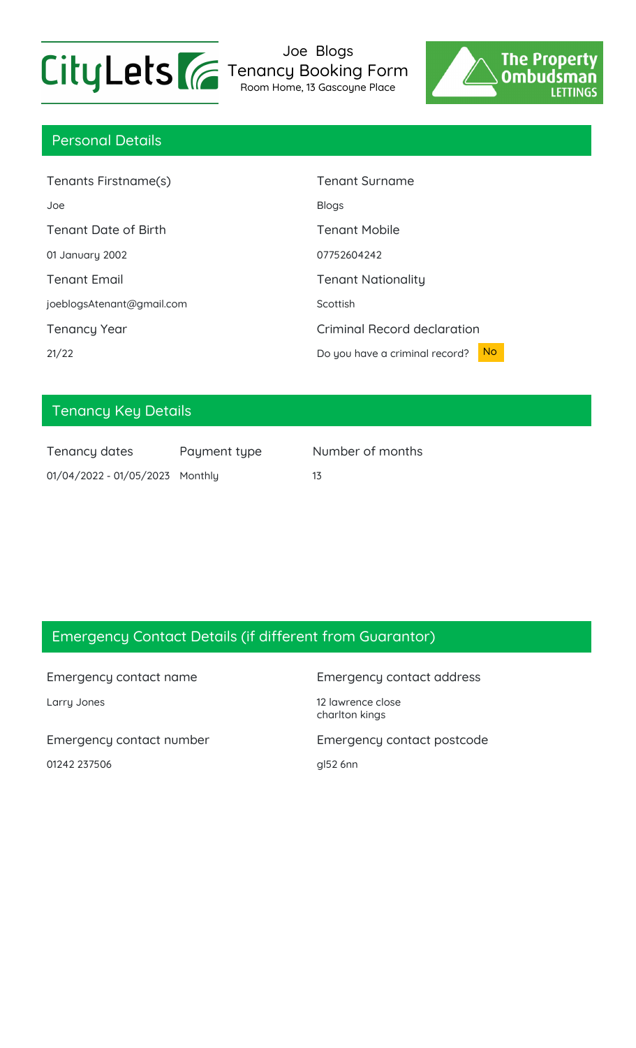CityLets

# Joe Blogs Tenancy Booking Form

Room Home, 13 Gascoyne Place

The Property Ombudsman LETTINGS

## Personal Details

| Tenants Firstname(s) | Tenant Surname |
|---|---|
| Joe | Blogs |
| **Tenant Date of Birth** | **Tenant Mobile** |
| 01 January 2002 | 07752604242 |
| **Tenant Email** | **Tenant Nationality** |
| joeblogsAtenant@gmail.com | Scottish |
| **Tenancy Year** | **Criminal Record declaration** |
| 21/22 | Do you have a criminal record? No |

## Tenancy Key Details

| Tenancy dates | Payment type | Number of months |
|---|---|---|
| 01/04/2022 - 01/05/2023 | Monthly | 13 |

## Emergency Contact Details (if different from Guarantor)

| Emergency contact name | Emergency contact address |
|---|---|
| Larry Jones | 12 lawrence close<br>charlton kings |
| **Emergency contact number** | **Emergency contact postcode** |
| 01242 237506 | gl52 6nn |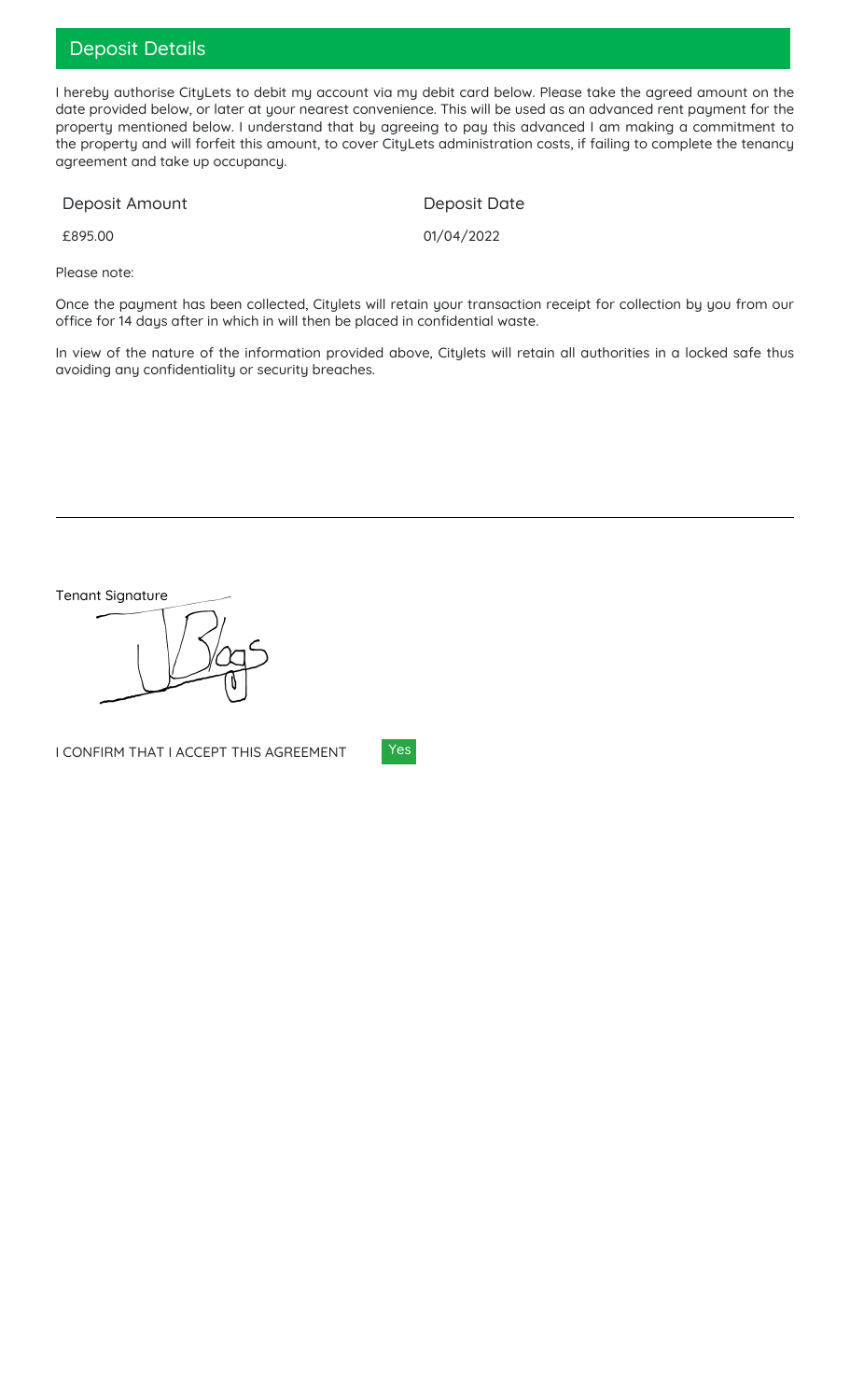## Deposit Details

I hereby authorise CityLets to debit my account via my debit card below. Please take the agreed amount on the date provided below, or later at your nearest convenience. This will be used as an advanced rent payment for the property mentioned below. I understand that by agreeing to pay this advanced I am making a commitment to the property and will forfeit this amount, to cover CityLets administration costs, if failing to complete the tenancy agreement and take up occupancy.

| Deposit Amount | Deposit Date |
|---|---|
| £895.00 | 01/04/2022 |

Please note:

Once the payment has been collected, Citylets will retain your transaction receipt for collection by you from our office for 14 days after in which in will then be placed in confidential waste.

In view of the nature of the information provided above, Citylets will retain all authorities in a locked safe thus avoiding any confidentiality or security breaches.

Tenant Signature

I CONFIRM THAT I ACCEPT THIS AGREEMENT Yes